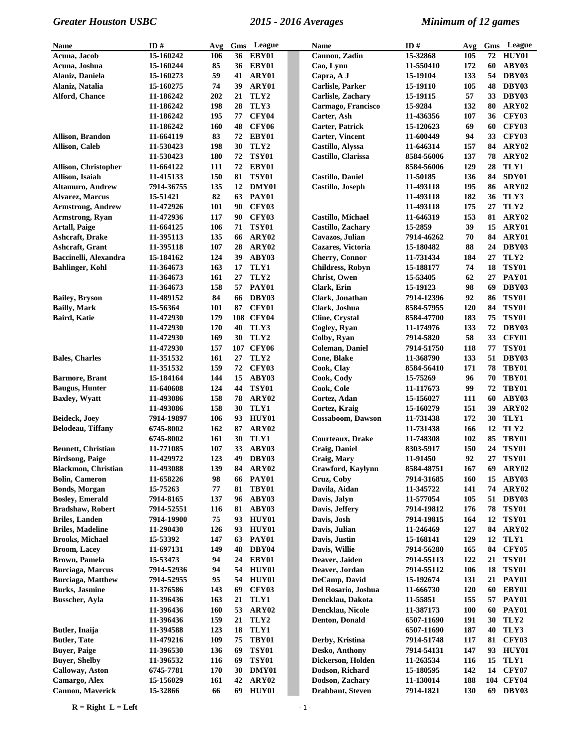*Greater Houston USBC* *2015 - 2016 Averages* *Minimum of 12 games*

| Name | ID # | Avg | Gms | League |
|---|---|---|---|---|
| Acuna, Jacob | 15-160242 | 106 | 36 | EBY01 |
| Acuna, Joshua | 15-160244 | 85 | 36 | EBY01 |
| Alaniz, Daniela | 15-160273 | 59 | 41 | ARY01 |
| Alaniz, Natalia | 15-160275 | 74 | 39 | ARY01 |
| Alford, Chance | 11-186242 | 202 | 21 | TLY2 |
| | 11-186242 | 198 | 28 | TLY3 |
| | 11-186242 | 195 | 77 | CFY04 |
| | 11-186242 | 160 | 48 | CFY06 |
| Allison, Brandon | 11-664119 | 83 | 72 | EBY01 |
| Allison, Caleb | 11-530423 | 198 | 30 | TLY2 |
| | 11-530423 | 180 | 72 | TSY01 |
| Allison, Christopher | 11-664122 | 111 | 72 | EBY01 |
| Allison, Isaiah | 11-415133 | 150 | 81 | TSY01 |
| Altamuro, Andrew | 7914-36755 | 135 | 12 | DMY01 |
| Alvarez, Marcus | 15-51421 | 82 | 63 | PAY01 |
| Armstrong, Andrew | 11-472926 | 101 | 90 | CFY03 |
| Armstrong, Ryan | 11-472936 | 117 | 90 | CFY03 |
| Artall, Paige | 11-664125 | 106 | 71 | TSY01 |
| Ashcraft, Drake | 11-395113 | 135 | 66 | ARY02 |
| Ashcraft, Grant | 11-395118 | 107 | 28 | ARY02 |
| Baccinelli, Alexandra | 15-184162 | 124 | 39 | ABY03 |
| Bahlinger, Kohl | 11-364673 | 163 | 17 | TLY1 |
| | 11-364673 | 161 | 27 | TLY2 |
| | 11-364673 | 158 | 57 | PAY01 |
| Bailey, Bryson | 11-489152 | 84 | 66 | DBY03 |
| Bailly, Mark | 15-56364 | 101 | 87 | CFY01 |
| Baird, Katie | 11-472930 | 179 | 108 | CFY04 |
| | 11-472930 | 170 | 40 | TLY3 |
| | 11-472930 | 169 | 30 | TLY2 |
| | 11-472930 | 157 | 107 | CFY06 |
| Bales, Charles | 11-351532 | 161 | 27 | TLY2 |
| | 11-351532 | 159 | 72 | CFY03 |
| Barmore, Brant | 15-184164 | 144 | 15 | ABY03 |
| Baugus, Hunter | 11-640608 | 124 | 44 | TSY01 |
| Baxley, Wyatt | 11-493086 | 158 | 78 | ARY02 |
| | 11-493086 | 158 | 30 | TLY1 |
| Beideck, Joey | 7914-19897 | 106 | 93 | HUY01 |
| Belodeau, Tiffany | 6745-8002 | 162 | 87 | ARY02 |
| | 6745-8002 | 161 | 30 | TLY1 |
| Bennett, Christian | 11-771085 | 107 | 33 | ABY03 |
| Birdsong, Paige | 11-429972 | 123 | 49 | DBY03 |
| Blackmon, Christian | 11-493088 | 139 | 84 | ARY02 |
| Bolin, Cameron | 11-658226 | 98 | 66 | PAY01 |
| Bonds, Morgan | 15-75263 | 77 | 81 | TBY01 |
| Bosley, Emerald | 7914-8165 | 137 | 96 | ABY03 |
| Bradshaw, Robert | 7914-52551 | 116 | 81 | ABY03 |
| Briles, Landen | 7914-19900 | 75 | 93 | HUY01 |
| Briles, Madeline | 11-290430 | 126 | 93 | HUY01 |
| Brooks, Michael | 15-53392 | 147 | 63 | PAY01 |
| Broom, Lacey | 11-697131 | 149 | 48 | DBY04 |
| Brown, Pamela | 15-53473 | 94 | 24 | EBY01 |
| Burciaga, Marcus | 7914-52936 | 94 | 54 | HUY01 |
| Burciaga, Matthew | 7914-52955 | 95 | 54 | HUY01 |
| Burks, Jasmine | 11-376586 | 143 | 69 | CFY03 |
| Busscher, Ayla | 11-396436 | 163 | 21 | TLY1 |
| | 11-396436 | 160 | 53 | ARY02 |
| | 11-396436 | 159 | 21 | TLY2 |
| Butler, Inaija | 11-394588 | 123 | 18 | TLY1 |
| Butler, Tate | 11-479216 | 109 | 75 | TBY01 |
| Buyer, Paige | 11-396530 | 136 | 69 | TSY01 |
| Buyer, Shelby | 11-396532 | 116 | 69 | TSY01 |
| Calloway, Aston | 6745-7781 | 170 | 30 | DMY01 |
| Camargo, Alex | 15-156029 | 161 | 42 | ARY02 |
| Cannon, Maverick | 15-32866 | 66 | 69 | HUY01 |
| Cannon, Zadin | 15-32868 | 105 | 72 | HUY01 |
| Cao, Lynn | 11-550410 | 172 | 60 | ABY03 |
| Capra, A J | 15-19104 | 133 | 54 | DBY03 |
| Carlisle, Parker | 15-19110 | 105 | 48 | DBY03 |
| Carlisle, Zachary | 15-19115 | 57 | 33 | DBY03 |
| Carmago, Francisco | 15-9284 | 132 | 80 | ARY02 |
| Carter, Ash | 11-436356 | 107 | 36 | CFY03 |
| Carter, Patrick | 15-120623 | 69 | 60 | CFY03 |
| Carter, Vincent | 11-600449 | 94 | 33 | CFY03 |
| Castillo, Alyssa | 11-646314 | 157 | 84 | ARY02 |
| Castillo, Clarissa | 8584-56006 | 137 | 78 | ARY02 |
| | 8584-56006 | 129 | 28 | TLY1 |
| Castillo, Daniel | 11-50185 | 136 | 84 | SDY01 |
| Castillo, Joseph | 11-493118 | 195 | 86 | ARY02 |
| | 11-493118 | 182 | 36 | TLY3 |
| | 11-493118 | 175 | 27 | TLY2 |
| Castillo, Michael | 11-646319 | 153 | 81 | ARY02 |
| Castillo, Zachary | 15-2859 | 39 | 15 | ARY01 |
| Cavazos, Julian | 7914-46262 | 70 | 84 | ARY01 |
| Cazares, Victoria | 15-180482 | 88 | 24 | DBY03 |
| Cherry, Connor | 11-731434 | 184 | 27 | TLY2 |
| Childress, Robyn | 15-188177 | 74 | 18 | TSY01 |
| Christ, Owen | 15-53405 | 62 | 27 | PAY01 |
| Clark, Erin | 15-19123 | 98 | 69 | DBY03 |
| Clark, Jonathan | 7914-12396 | 92 | 86 | TSY01 |
| Clark, Joshua | 8584-57955 | 120 | 84 | TSY01 |
| Cline, Crystal | 8584-47700 | 183 | 75 | TSY01 |
| Cogley, Ryan | 11-174976 | 133 | 72 | DBY03 |
| Colby, Ryan | 7914-5820 | 58 | 33 | CFY01 |
| Coleman, Daniel | 7914-51750 | 118 | 77 | TSY01 |
| Cone, Blake | 11-368790 | 133 | 51 | DBY03 |
| Cook, Clay | 8584-56410 | 171 | 78 | TBY01 |
| Cook, Cody | 15-75269 | 96 | 70 | TBY01 |
| Cook, Cole | 11-117673 | 99 | 72 | TBY01 |
| Cortez, Adan | 15-156027 | 111 | 60 | ABY03 |
| Cortez, Kraig | 15-160279 | 151 | 39 | ARY02 |
| Cossaboom, Dawson | 11-731438 | 172 | 30 | TLY1 |
| | 11-731438 | 166 | 12 | TLY2 |
| Courteaux, Drake | 11-748308 | 102 | 85 | TBY01 |
| Craig, Daniel | 8303-5917 | 150 | 24 | TSY01 |
| Craig, Mary | 11-91450 | 92 | 27 | TSY01 |
| Crawford, Kaylynn | 8584-48751 | 167 | 69 | ARY02 |
| Cruz, Coby | 7914-31685 | 160 | 15 | ABY03 |
| Davila, Aidan | 11-345722 | 141 | 74 | ARY02 |
| Davis, Jalyn | 11-577054 | 105 | 51 | DBY03 |
| Davis, Jeffery | 7914-19812 | 176 | 78 | TSY01 |
| Davis, Josh | 7914-19815 | 164 | 12 | TSY01 |
| Davis, Julian | 11-246469 | 127 | 84 | ARY02 |
| Davis, Justin | 15-168141 | 129 | 12 | TLY1 |
| Davis, Willie | 7914-56280 | 165 | 84 | CFY05 |
| Deaver, Jaiden | 7914-55113 | 122 | 21 | TSY01 |
| Deaver, Jordan | 7914-55112 | 106 | 18 | TSY01 |
| DeCamp, David | 15-192674 | 131 | 21 | PAY01 |
| Del Rosario, Joshua | 11-666730 | 120 | 60 | EBY01 |
| Dencklau, Dakota | 11-55851 | 155 | 57 | PAY01 |
| Dencklau, Nicole | 11-387173 | 100 | 60 | PAY01 |
| Denton, Donald | 6507-11690 | 191 | 30 | TLY2 |
| | 6507-11690 | 187 | 40 | TLY3 |
| Derby, Kristina | 7914-51748 | 117 | 81 | CFY03 |
| Desko, Anthony | 7914-54131 | 147 | 93 | HUY01 |
| Dickerson, Holden | 11-263534 | 116 | 15 | TLY1 |
| Dodson, Richard | 15-180595 | 142 | 14 | CFY07 |
| Dodson, Zachary | 11-130014 | 188 | 104 | CFY04 |
| Drabbant, Steven | 7914-1821 | 130 | 69 | DBY03 |

**R = Right L = Left**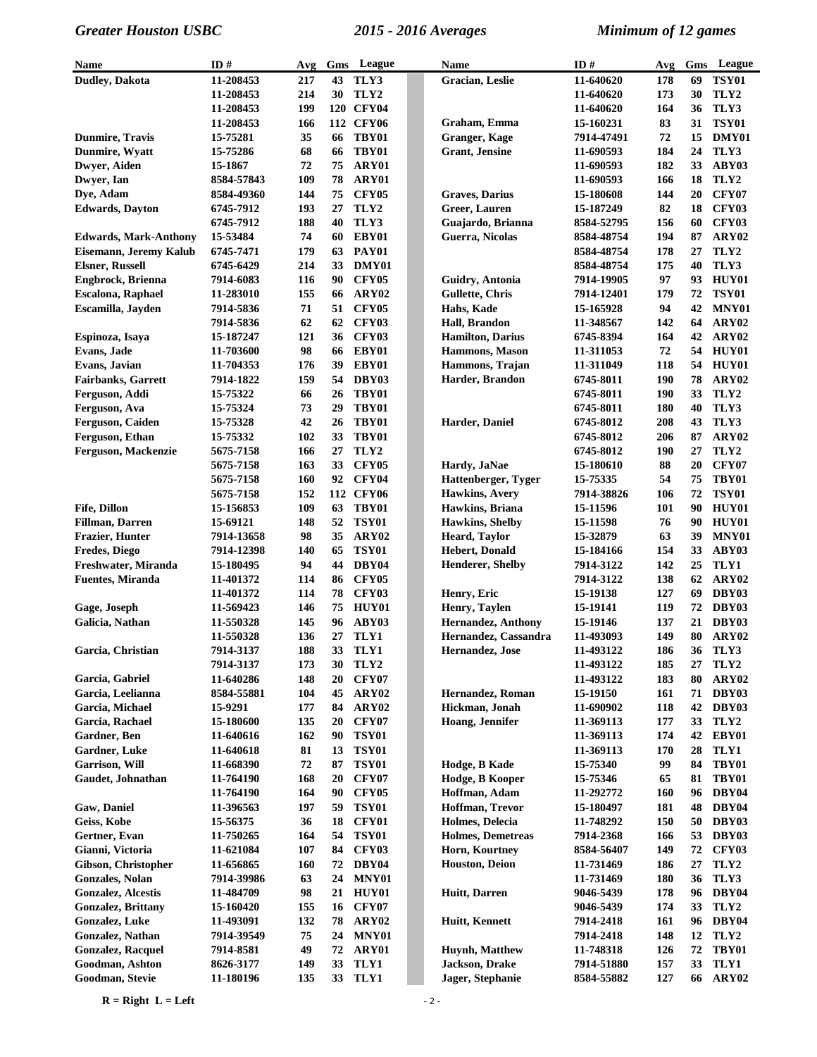| Name | ID # | Avg | Gms | League |
|---|---|---|---|---|
| Dudley, Dakota | 11-208453 | 217 | 43 | TLY3 |
| | 11-208453 | 214 | 30 | TLY2 |
| | 11-208453 | 199 | 120 | CFY04 |
| | 11-208453 | 166 | 112 | CFY06 |
| Dunmire, Travis | 15-75281 | 35 | 66 | TBY01 |
| Dunmire, Wyatt | 15-75286 | 68 | 66 | TBY01 |
| Dwyer, Aiden | 15-1867 | 72 | 75 | ARY01 |
| Dwyer, Ian | 8584-57843 | 109 | 78 | ARY01 |
| Dye, Adam | 8584-49360 | 144 | 75 | CFY05 |
| Edwards, Dayton | 6745-7912 | 193 | 27 | TLY2 |
| | 6745-7912 | 188 | 40 | TLY3 |
| Edwards, Mark-Anthony | 15-53484 | 74 | 60 | EBY01 |
| Eisemann, Jeremy Kalub | 6745-7471 | 179 | 63 | PAY01 |
| Elsner, Russell | 6745-6429 | 214 | 33 | DMY01 |
| Engbrock, Brienna | 7914-6083 | 116 | 90 | CFY05 |
| Escalona, Raphael | 11-283010 | 155 | 66 | ARY02 |
| Escamilla, Jayden | 7914-5836 | 71 | 51 | CFY05 |
| | 7914-5836 | 62 | 62 | CFY03 |
| Espinoza, Isaya | 15-187247 | 121 | 36 | CFY03 |
| Evans, Jade | 11-703600 | 98 | 66 | EBY01 |
| Evans, Javian | 11-704353 | 176 | 39 | EBY01 |
| Fairbanks, Garrett | 7914-1822 | 159 | 54 | DBY03 |
| Ferguson, Addi | 15-75322 | 66 | 26 | TBY01 |
| Ferguson, Ava | 15-75324 | 73 | 29 | TBY01 |
| Ferguson, Caiden | 15-75328 | 42 | 26 | TBY01 |
| Ferguson, Ethan | 15-75332 | 102 | 33 | TBY01 |
| Ferguson, Mackenzie | 5675-7158 | 166 | 27 | TLY2 |
| | 5675-7158 | 163 | 33 | CFY05 |
| | 5675-7158 | 160 | 92 | CFY04 |
| | 5675-7158 | 152 | 112 | CFY06 |
| Fife, Dillon | 15-156853 | 109 | 63 | TBY01 |
| Fillman, Darren | 15-69121 | 148 | 52 | TSY01 |
| Frazier, Hunter | 7914-13658 | 98 | 35 | ARY02 |
| Fredes, Diego | 7914-12398 | 140 | 65 | TSY01 |
| Freshwater, Miranda | 15-180495 | 94 | 44 | DBY04 |
| Fuentes, Miranda | 11-401372 | 114 | 86 | CFY05 |
| | 11-401372 | 114 | 78 | CFY03 |
| Gage, Joseph | 11-569423 | 146 | 75 | HUY01 |
| Galicia, Nathan | 11-550328 | 145 | 96 | ABY03 |
| | 11-550328 | 136 | 27 | TLY1 |
| Garcia, Christian | 7914-3137 | 188 | 33 | TLY1 |
| | 7914-3137 | 173 | 30 | TLY2 |
| Garcia, Gabriel | 11-640286 | 148 | 20 | CFY07 |
| Garcia, Leelianna | 8584-55881 | 104 | 45 | ARY02 |
| Garcia, Michael | 15-9291 | 177 | 84 | ARY02 |
| Garcia, Rachael | 15-180600 | 135 | 20 | CFY07 |
| Gardner, Ben | 11-640616 | 162 | 90 | TSY01 |
| Gardner, Luke | 11-640618 | 81 | 13 | TSY01 |
| Garrison, Will | 11-668390 | 72 | 87 | TSY01 |
| Gaudet, Johnathan | 11-764190 | 168 | 20 | CFY07 |
| | 11-764190 | 164 | 90 | CFY05 |
| Gaw, Daniel | 11-396563 | 197 | 59 | TSY01 |
| Geiss, Kobe | 15-56375 | 36 | 18 | CFY01 |
| Gertner, Evan | 11-750265 | 164 | 54 | TSY01 |
| Gianni, Victoria | 11-621084 | 107 | 84 | CFY03 |
| Gibson, Christopher | 11-656865 | 160 | 72 | DBY04 |
| Gonzales, Nolan | 7914-39986 | 63 | 24 | MNY01 |
| Gonzalez, Alcestis | 11-484709 | 98 | 21 | HUY01 |
| Gonzalez, Brittany | 15-160420 | 155 | 16 | CFY07 |
| Gonzalez, Luke | 11-493091 | 132 | 78 | ARY02 |
| Gonzalez, Nathan | 7914-39549 | 75 | 24 | MNY01 |
| Gonzalez, Racquel | 7914-8581 | 49 | 72 | ARY01 |
| Goodman, Ashton | 8626-3177 | 149 | 33 | TLY1 |
| Goodman, Stevie | 11-180196 | 135 | 33 | TLY1 |
| Gracian, Leslie | 11-640620 | 178 | 69 | TSY01 |
| | 11-640620 | 173 | 30 | TLY2 |
| | 11-640620 | 164 | 36 | TLY3 |
| Graham, Emma | 15-160231 | 83 | 31 | TSY01 |
| Granger, Kage | 7914-47491 | 72 | 15 | DMY01 |
| Grant, Jensine | 11-690593 | 184 | 24 | TLY3 |
| | 11-690593 | 182 | 33 | ABY03 |
| | 11-690593 | 166 | 18 | TLY2 |
| Graves, Darius | 15-180608 | 144 | 20 | CFY07 |
| Greer, Lauren | 15-187249 | 82 | 18 | CFY03 |
| Guajardo, Brianna | 8584-52795 | 156 | 60 | CFY03 |
| Guerra, Nicolas | 8584-48754 | 194 | 87 | ARY02 |
| | 8584-48754 | 178 | 27 | TLY2 |
| | 8584-48754 | 175 | 40 | TLY3 |
| Guidry, Antonia | 7914-19905 | 97 | 93 | HUY01 |
| Gullette, Chris | 7914-12401 | 179 | 72 | TSY01 |
| Hahs, Kade | 15-165928 | 94 | 42 | MNY01 |
| Hall, Brandon | 11-348567 | 142 | 64 | ARY02 |
| Hamilton, Darius | 6745-8394 | 164 | 42 | ARY02 |
| Hammons, Mason | 11-311053 | 72 | 54 | HUY01 |
| Hammons, Trajan | 11-311049 | 118 | 54 | HUY01 |
| Harder, Brandon | 6745-8011 | 190 | 78 | ARY02 |
| | 6745-8011 | 190 | 33 | TLY2 |
| | 6745-8011 | 180 | 40 | TLY3 |
| Harder, Daniel | 6745-8012 | 208 | 43 | TLY3 |
| | 6745-8012 | 206 | 87 | ARY02 |
| | 6745-8012 | 190 | 27 | TLY2 |
| Hardy, JaNae | 15-180610 | 88 | 20 | CFY07 |
| Hattenberger, Tyger | 15-75335 | 54 | 75 | TBY01 |
| Hawkins, Avery | 7914-38826 | 106 | 72 | TSY01 |
| Hawkins, Briana | 15-11596 | 101 | 90 | HUY01 |
| Hawkins, Shelby | 15-11598 | 76 | 90 | HUY01 |
| Heard, Taylor | 15-32879 | 63 | 39 | MNY01 |
| Hebert, Donald | 15-184166 | 154 | 33 | ABY03 |
| Henderer, Shelby | 7914-3122 | 142 | 25 | TLY1 |
| | 7914-3122 | 138 | 62 | ARY02 |
| Henry, Eric | 15-19138 | 127 | 69 | DBY03 |
| Henry, Taylen | 15-19141 | 119 | 72 | DBY03 |
| Hernandez, Anthony | 15-19146 | 137 | 21 | DBY03 |
| Hernandez, Cassandra | 11-493093 | 149 | 80 | ARY02 |
| Hernandez, Jose | 11-493122 | 186 | 36 | TLY3 |
| | 11-493122 | 185 | 27 | TLY2 |
| | 11-493122 | 183 | 80 | ARY02 |
| Hernandez, Roman | 15-19150 | 161 | 71 | DBY03 |
| Hickman, Jonah | 11-690902 | 118 | 42 | DBY03 |
| Hoang, Jennifer | 11-369113 | 177 | 33 | TLY2 |
| | 11-369113 | 174 | 42 | EBY01 |
| | 11-369113 | 170 | 28 | TLY1 |
| Hodge, B Kade | 15-75340 | 99 | 84 | TBY01 |
| Hodge, B Kooper | 15-75346 | 65 | 81 | TBY01 |
| Hoffman, Adam | 11-292772 | 160 | 96 | DBY04 |
| Hoffman, Trevor | 15-180497 | 181 | 48 | DBY04 |
| Holmes, Delecia | 11-748292 | 150 | 50 | DBY03 |
| Holmes, Demetreas | 7914-2368 | 166 | 53 | DBY03 |
| Horn, Kourtney | 8584-56407 | 149 | 72 | CFY03 |
| Houston, Deion | 11-731469 | 186 | 27 | TLY2 |
| | 11-731469 | 180 | 36 | TLY3 |
| Huitt, Darren | 9046-5439 | 178 | 96 | DBY04 |
| | 9046-5439 | 174 | 33 | TLY2 |
| Huitt, Kennett | 7914-2418 | 161 | 96 | DBY04 |
| | 7914-2418 | 148 | 12 | TLY2 |
| Huynh, Matthew | 11-748318 | 126 | 72 | TBY01 |
| Jackson, Drake | 7914-51880 | 157 | 33 | TLY1 |
| Jager, Stephanie | 8584-55882 | 127 | 66 | ARY02 |

R = Right L = Left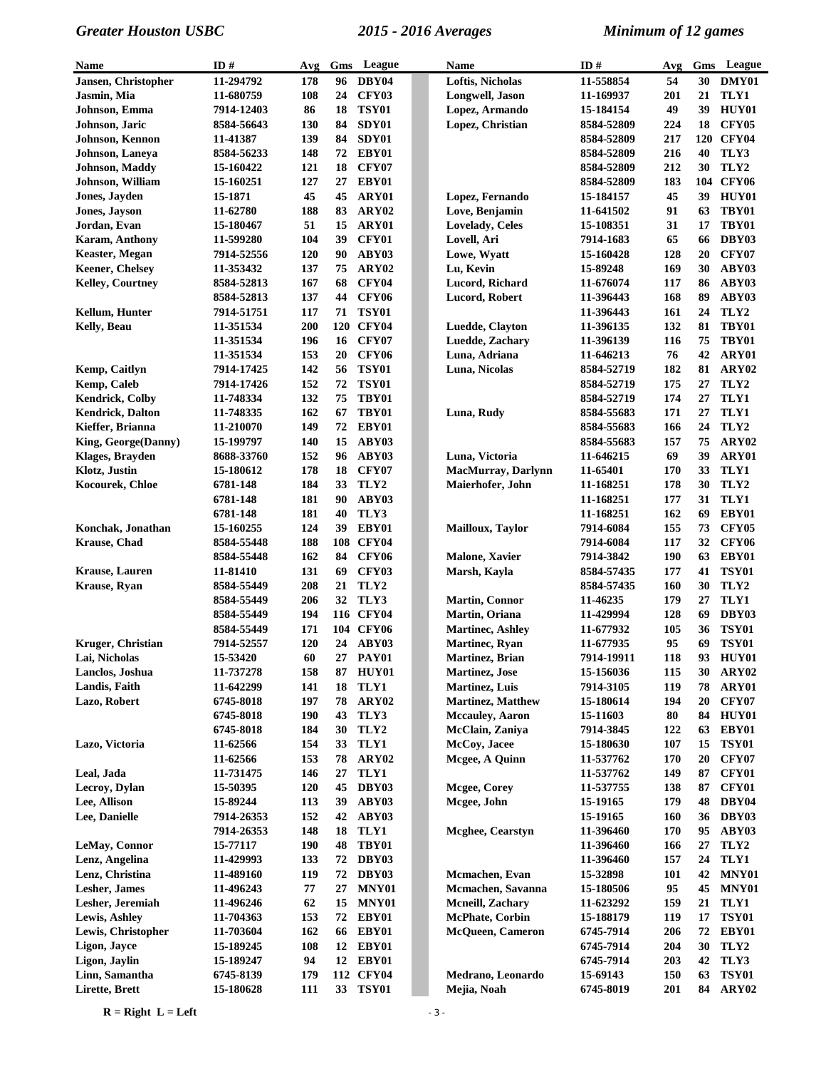| Name | ID # | Avg | Gms | League |
|---|---|---|---|---|
| Jansen, Christopher | 11-294792 | 178 | 96 | DBY04 |
| Jasmin, Mia | 11-680759 | 108 | 24 | CFY03 |
| Johnson, Emma | 7914-12403 | 86 | 18 | TSY01 |
| Johnson, Jaric | 8584-56643 | 130 | 84 | SDY01 |
| Johnson, Kennon | 11-41387 | 139 | 84 | SDY01 |
| Johnson, Laneya | 8584-56233 | 148 | 72 | EBY01 |
| Johnson, Maddy | 15-160422 | 121 | 18 | CFY07 |
| Johnson, William | 15-160251 | 127 | 27 | EBY01 |
| Jones, Jayden | 15-1871 | 45 | 45 | ARY01 |
| Jones, Jayson | 11-62780 | 188 | 83 | ARY02 |
| Jordan, Evan | 15-180467 | 51 | 15 | ARY01 |
| Karam, Anthony | 11-599280 | 104 | 39 | CFY01 |
| Keaster, Megan | 7914-52556 | 120 | 90 | ABY03 |
| Keener, Chelsey | 11-353432 | 137 | 75 | ARY02 |
| Kelley, Courtney | 8584-52813 | 167 | 68 | CFY04 |
| | 8584-52813 | 137 | 44 | CFY06 |
| Kellum, Hunter | 7914-51751 | 117 | 71 | TSY01 |
| Kelly, Beau | 11-351534 | 200 | 120 | CFY04 |
| | 11-351534 | 196 | 16 | CFY07 |
| | 11-351534 | 153 | 20 | CFY06 |
| Kemp, Caitlyn | 7914-17425 | 142 | 56 | TSY01 |
| Kemp, Caleb | 7914-17426 | 152 | 72 | TSY01 |
| Kendrick, Colby | 11-748334 | 132 | 75 | TBY01 |
| Kendrick, Dalton | 11-748335 | 162 | 67 | TBY01 |
| Kieffer, Brianna | 11-210070 | 149 | 72 | EBY01 |
| King, George(Danny) | 15-199797 | 140 | 15 | ABY03 |
| Klages, Brayden | 8688-33760 | 152 | 96 | ABY03 |
| Klotz, Justin | 15-180612 | 178 | 18 | CFY07 |
| Kocourek, Chloe | 6781-148 | 184 | 33 | TLY2 |
| | 6781-148 | 181 | 90 | ABY03 |
| | 6781-148 | 181 | 40 | TLY3 |
| Konchak, Jonathan | 15-160255 | 124 | 39 | EBY01 |
| Krause, Chad | 8584-55448 | 188 | 108 | CFY04 |
| | 8584-55448 | 162 | 84 | CFY06 |
| Krause, Lauren | 11-81410 | 131 | 69 | CFY03 |
| Krause, Ryan | 8584-55449 | 208 | 21 | TLY2 |
| | 8584-55449 | 206 | 32 | TLY3 |
| | 8584-55449 | 194 | 116 | CFY04 |
| | 8584-55449 | 171 | 104 | CFY06 |
| Kruger, Christian | 7914-52557 | 120 | 24 | ABY03 |
| Lai, Nicholas | 15-53420 | 60 | 27 | PAY01 |
| Lanclos, Joshua | 11-737278 | 158 | 87 | HUY01 |
| Landis, Faith | 11-642299 | 141 | 18 | TLY1 |
| Lazo, Robert | 6745-8018 | 197 | 78 | ARY02 |
| | 6745-8018 | 190 | 43 | TLY3 |
| | 6745-8018 | 184 | 30 | TLY2 |
| Lazo, Victoria | 11-62566 | 154 | 33 | TLY1 |
| | 11-62566 | 153 | 78 | ARY02 |
| Leal, Jada | 11-731475 | 146 | 27 | TLY1 |
| Lecroy, Dylan | 15-50395 | 120 | 45 | DBY03 |
| Lee, Allison | 15-89244 | 113 | 39 | ABY03 |
| Lee, Danielle | 7914-26353 | 152 | 42 | ABY03 |
| | 7914-26353 | 148 | 18 | TLY1 |
| LeMay, Connor | 15-77117 | 190 | 48 | TBY01 |
| Lenz, Angelina | 11-429993 | 133 | 72 | DBY03 |
| Lenz, Christina | 11-489160 | 119 | 72 | DBY03 |
| Lesher, James | 11-496243 | 77 | 27 | MNY01 |
| Lesher, Jeremiah | 11-496246 | 62 | 15 | MNY01 |
| Lewis, Ashley | 11-704363 | 153 | 72 | EBY01 |
| Lewis, Christopher | 11-703604 | 162 | 66 | EBY01 |
| Ligon, Jayce | 15-189245 | 108 | 12 | EBY01 |
| Ligon, Jaylin | 15-189247 | 94 | 12 | EBY01 |
| Linn, Samantha | 6745-8139 | 179 | 112 | CFY04 |
| Lirette, Brett | 15-180628 | 111 | 33 | TSY01 |
| Loftis, Nicholas | 11-558854 | 54 | 30 | DMY01 |
| Longwell, Jason | 11-169937 | 201 | 21 | TLY1 |
| Lopez, Armando | 15-184154 | 49 | 39 | HUY01 |
| Lopez, Christian | 8584-52809 | 224 | 18 | CFY05 |
| | 8584-52809 | 217 | 120 | CFY04 |
| | 8584-52809 | 216 | 40 | TLY3 |
| | 8584-52809 | 212 | 30 | TLY2 |
| | 8584-52809 | 183 | 104 | CFY06 |
| Lopez, Fernando | 15-184157 | 45 | 39 | HUY01 |
| Love, Benjamin | 11-641502 | 91 | 63 | TBY01 |
| Lovelady, Celes | 15-108351 | 31 | 17 | TBY01 |
| Lovell, Ari | 7914-1683 | 65 | 66 | DBY03 |
| Lowe, Wyatt | 15-160428 | 128 | 20 | CFY07 |
| Lu, Kevin | 15-89248 | 169 | 30 | ABY03 |
| Lucord, Richard | 11-676074 | 117 | 86 | ABY03 |
| Lucord, Robert | 11-396443 | 168 | 89 | ABY03 |
| | 11-396443 | 161 | 24 | TLY2 |
| Luedde, Clayton | 11-396135 | 132 | 81 | TBY01 |
| Luedde, Zachary | 11-396139 | 116 | 75 | TBY01 |
| Luna, Adriana | 11-646213 | 76 | 42 | ARY01 |
| Luna, Nicolas | 8584-52719 | 182 | 81 | ARY02 |
| | 8584-52719 | 175 | 27 | TLY2 |
| | 8584-52719 | 174 | 27 | TLY1 |
| Luna, Rudy | 8584-55683 | 171 | 27 | TLY1 |
| | 8584-55683 | 166 | 24 | TLY2 |
| | 8584-55683 | 157 | 75 | ARY02 |
| Luna, Victoria | 11-646215 | 69 | 39 | ARY01 |
| MacMurray, Darlynn | 11-65401 | 170 | 33 | TLY1 |
| Maierhofer, John | 11-168251 | 178 | 30 | TLY2 |
| | 11-168251 | 177 | 31 | TLY1 |
| | 11-168251 | 162 | 69 | EBY01 |
| Mailloux, Taylor | 7914-6084 | 155 | 73 | CFY05 |
| | 7914-6084 | 117 | 32 | CFY06 |
| Malone, Xavier | 7914-3842 | 190 | 63 | EBY01 |
| Marsh, Kayla | 8584-57435 | 177 | 41 | TSY01 |
| | 8584-57435 | 160 | 30 | TLY2 |
| Martin, Connor | 11-46235 | 179 | 27 | TLY1 |
| Martin, Oriana | 11-429994 | 128 | 69 | DBY03 |
| Martinec, Ashley | 11-677932 | 105 | 36 | TSY01 |
| Martinec, Ryan | 11-677935 | 95 | 69 | TSY01 |
| Martinez, Brian | 7914-19911 | 118 | 93 | HUY01 |
| Martinez, Jose | 15-156036 | 115 | 30 | ARY02 |
| Martinez, Luis | 7914-3105 | 119 | 78 | ARY01 |
| Martinez, Matthew | 15-180614 | 194 | 20 | CFY07 |
| Mccauley, Aaron | 15-11603 | 80 | 84 | HUY01 |
| McClain, Zaniya | 7914-3845 | 122 | 63 | EBY01 |
| McCoy, Jacee | 15-180630 | 107 | 15 | TSY01 |
| Mcgee, A Quinn | 11-537762 | 170 | 20 | CFY07 |
| | 11-537762 | 149 | 87 | CFY01 |
| Mcgee, Corey | 11-537755 | 138 | 87 | CFY01 |
| Mcgee, John | 15-19165 | 179 | 48 | DBY04 |
| | 15-19165 | 160 | 36 | DBY03 |
| Mcghee, Cearstyn | 11-396460 | 170 | 95 | ABY03 |
| | 11-396460 | 166 | 27 | TLY2 |
| | 11-396460 | 157 | 24 | TLY1 |
| Mcmachen, Evan | 15-32898 | 101 | 42 | MNY01 |
| Mcmachen, Savanna | 15-180506 | 95 | 45 | MNY01 |
| Mcneill, Zachary | 11-623292 | 159 | 21 | TLY1 |
| McPhate, Corbin | 15-188179 | 119 | 17 | TSY01 |
| McQueen, Cameron | 6745-7914 | 206 | 72 | EBY01 |
| | 6745-7914 | 204 | 30 | TLY2 |
| | 6745-7914 | 203 | 42 | TLY3 |
| Medrano, Leonardo | 15-69143 | 150 | 63 | TSY01 |
| Mejia, Noah | 6745-8019 | 201 | 84 | ARY02 |

R = Right L = Left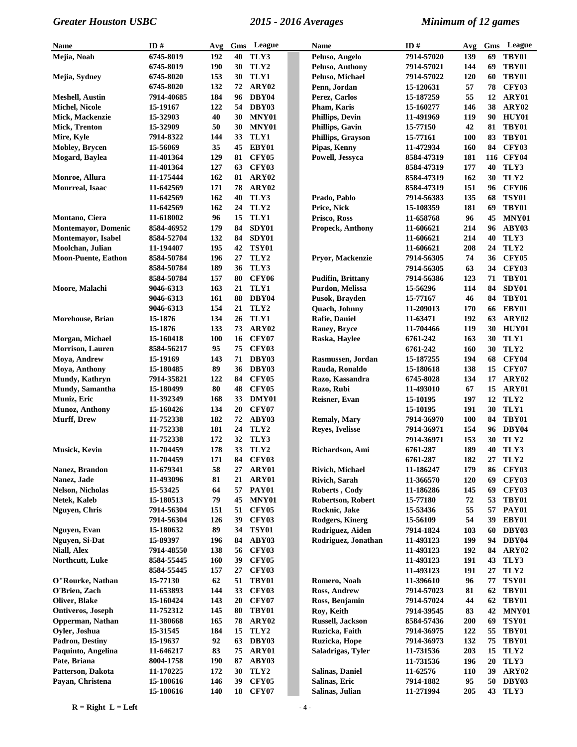| Name | ID # | Avg | Gms | League |
|---|---|---|---|---|
| Mejia, Noah | 6745-8019 | 192 | 40 | TLY3 |
| | 6745-8019 | 190 | 30 | TLY2 |
| Mejia, Sydney | 6745-8020 | 153 | 30 | TLY1 |
| | 6745-8020 | 132 | 72 | ARY02 |
| Meshell, Austin | 7914-40685 | 184 | 96 | DBY04 |
| Michel, Nicole | 15-19167 | 122 | 54 | DBY03 |
| Mick, Mackenzie | 15-32903 | 40 | 30 | MNY01 |
| Mick, Trenton | 15-32909 | 50 | 30 | MNY01 |
| Mire, Kyle | 7914-8322 | 144 | 33 | TLY1 |
| Mobley, Brycen | 15-56069 | 35 | 45 | EBY01 |
| Mogard, Baylea | 11-401364 | 129 | 81 | CFY05 |
| | 11-401364 | 127 | 63 | CFY03 |
| Monroe, Allura | 11-175444 | 162 | 81 | ARY02 |
| Monrreal, Isaac | 11-642569 | 171 | 78 | ARY02 |
| | 11-642569 | 162 | 40 | TLY3 |
| | 11-642569 | 162 | 24 | TLY2 |
| Montano, Ciera | 11-618002 | 96 | 15 | TLY1 |
| Montemayor, Domenic | 8584-46952 | 179 | 84 | SDY01 |
| Montemayor, Isabel | 8584-52704 | 132 | 84 | SDY01 |
| Moolchan, Julian | 11-194407 | 195 | 42 | TSY01 |
| Moon-Puente, Eathon | 8584-50784 | 196 | 27 | TLY2 |
| | 8584-50784 | 189 | 36 | TLY3 |
| | 8584-50784 | 157 | 80 | CFY06 |
| Moore, Malachi | 9046-6313 | 163 | 21 | TLY1 |
| | 9046-6313 | 161 | 88 | DBY04 |
| | 9046-6313 | 154 | 21 | TLY2 |
| Morehouse, Brian | 15-1876 | 134 | 26 | TLY1 |
| | 15-1876 | 133 | 73 | ARY02 |
| Morgan, Michael | 15-160418 | 100 | 16 | CFY07 |
| Morrison, Lauren | 8584-56217 | 95 | 75 | CFY03 |
| Moya, Andrew | 15-19169 | 143 | 71 | DBY03 |
| Moya, Anthony | 15-180485 | 89 | 36 | DBY03 |
| Mundy, Kathryn | 7914-35821 | 122 | 84 | CFY05 |
| Mundy, Samantha | 15-180499 | 80 | 48 | CFY05 |
| Muniz, Eric | 11-392349 | 168 | 33 | DMY01 |
| Munoz, Anthony | 15-160426 | 134 | 20 | CFY07 |
| Murff, Drew | 11-752338 | 182 | 72 | ABY03 |
| | 11-752338 | 181 | 24 | TLY2 |
| | 11-752338 | 172 | 32 | TLY3 |
| Musick, Kevin | 11-704459 | 178 | 33 | TLY2 |
| | 11-704459 | 171 | 84 | CFY03 |
| Nanez, Brandon | 11-679341 | 58 | 27 | ARY01 |
| Nanez, Jade | 11-493096 | 81 | 21 | ARY01 |
| Nelson, Nicholas | 15-53425 | 64 | 57 | PAY01 |
| Netek, Kaleb | 15-180513 | 79 | 45 | MNY01 |
| Nguyen, Chris | 7914-56304 | 151 | 51 | CFY05 |
| | 7914-56304 | 126 | 39 | CFY03 |
| Nguyen, Evan | 15-180632 | 89 | 34 | TSY01 |
| Nguyen, Si-Dat | 15-89397 | 196 | 84 | ABY03 |
| Niall, Alex | 7914-48550 | 138 | 56 | CFY03 |
| Northcutt, Luke | 8584-55445 | 160 | 39 | CFY05 |
| | 8584-55445 | 157 | 27 | CFY03 |
| O"Rourke, Nathan | 15-77130 | 62 | 51 | TBY01 |
| O'Brien, Zach | 11-653893 | 144 | 33 | CFY03 |
| Oliver, Blake | 15-160424 | 143 | 20 | CFY07 |
| Ontiveros, Joseph | 11-752312 | 145 | 80 | TBY01 |
| Opperman, Nathan | 11-380668 | 165 | 78 | ARY02 |
| Oyler, Joshua | 15-31545 | 184 | 15 | TLY2 |
| Padron, Destiny | 15-19637 | 92 | 63 | DBY03 |
| Paquinto, Angelina | 11-646217 | 83 | 75 | ARY01 |
| Pate, Briana | 8004-1758 | 190 | 87 | ABY03 |
| Patterson, Dakota | 11-170225 | 172 | 30 | TLY2 |
| Payan, Christena | 15-180616 | 146 | 39 | CFY05 |
| | 15-180616 | 140 | 18 | CFY07 |
| Peluso, Angelo | 7914-57020 | 139 | 69 | TBY01 |
| Peluso, Anthony | 7914-57021 | 144 | 69 | TBY01 |
| Peluso, Michael | 7914-57022 | 120 | 60 | TBY01 |
| Penn, Jordan | 15-120631 | 57 | 78 | CFY03 |
| Perez, Carlos | 15-187259 | 55 | 12 | ARY01 |
| Pham, Karis | 15-160277 | 146 | 38 | ARY02 |
| Phillips, Devin | 11-491969 | 119 | 90 | HUY01 |
| Phillips, Gavin | 15-77150 | 42 | 81 | TBY01 |
| Phillips, Grayson | 15-77161 | 100 | 83 | TBY01 |
| Pipas, Kenny | 11-472934 | 160 | 84 | CFY03 |
| Powell, Jessyca | 8584-47319 | 181 | 116 | CFY04 |
| | 8584-47319 | 177 | 40 | TLY3 |
| | 8584-47319 | 162 | 30 | TLY2 |
| | 8584-47319 | 151 | 96 | CFY06 |
| Prado, Pablo | 7914-56383 | 135 | 68 | TSY01 |
| Price, Nick | 15-108359 | 181 | 69 | TBY01 |
| Prisco, Ross | 11-658768 | 96 | 45 | MNY01 |
| Propeck, Anthony | 11-606621 | 214 | 96 | ABY03 |
| | 11-606621 | 214 | 40 | TLY3 |
| | 11-606621 | 208 | 24 | TLY2 |
| Pryor, Mackenzie | 7914-56305 | 74 | 36 | CFY05 |
| | 7914-56305 | 63 | 34 | CFY03 |
| Pudifin, Brittany | 7914-56386 | 123 | 71 | TBY01 |
| Purdon, Melissa | 15-56296 | 114 | 84 | SDY01 |
| Pusok, Brayden | 15-77167 | 46 | 84 | TBY01 |
| Quach, Johnny | 11-209013 | 170 | 66 | EBY01 |
| Rafie, Daniel | 11-63471 | 192 | 63 | ARY02 |
| Raney, Bryce | 11-704466 | 119 | 30 | HUY01 |
| Raska, Haylee | 6761-242 | 163 | 30 | TLY1 |
| | 6761-242 | 160 | 30 | TLY2 |
| Rasmussen, Jordan | 15-187255 | 194 | 68 | CFY04 |
| Rauda, Ronaldo | 15-180618 | 138 | 15 | CFY07 |
| Razo, Kassandra | 6745-8028 | 134 | 17 | ARY02 |
| Razo, Rubi | 11-493010 | 67 | 15 | ARY01 |
| Reisner, Evan | 15-10195 | 197 | 12 | TLY2 |
| | 15-10195 | 191 | 30 | TLY1 |
| Remaly, Mary | 7914-36970 | 100 | 84 | TBY01 |
| Reyes, Ivelisse | 7914-36971 | 154 | 96 | DBY04 |
| | 7914-36971 | 153 | 30 | TLY2 |
| Richardson, Ami | 6761-287 | 189 | 40 | TLY3 |
| | 6761-287 | 182 | 27 | TLY2 |
| Rivich, Michael | 11-186247 | 179 | 86 | CFY03 |
| Rivich, Sarah | 11-366570 | 120 | 69 | CFY03 |
| Roberts , Cody | 11-186286 | 145 | 69 | CFY03 |
| Robertson, Robert | 15-77180 | 72 | 53 | TBY01 |
| Rocknic, Jake | 15-53436 | 55 | 57 | PAY01 |
| Rodgers, Kinerg | 15-56109 | 54 | 39 | EBY01 |
| Rodriguez, Aiden | 7914-1824 | 103 | 60 | DBY03 |
| Rodriguez, Jonathan | 11-493123 | 199 | 94 | DBY04 |
| | 11-493123 | 192 | 84 | ARY02 |
| | 11-493123 | 191 | 43 | TLY3 |
| | 11-493123 | 191 | 27 | TLY2 |
| Romero, Noah | 11-396610 | 96 | 77 | TSY01 |
| Ross, Andrew | 7914-57023 | 81 | 62 | TBY01 |
| Ross, Benjamin | 7914-57024 | 44 | 62 | TBY01 |
| Roy, Keith | 7914-39545 | 83 | 42 | MNY01 |
| Russell, Jackson | 8584-57436 | 200 | 69 | TSY01 |
| Ruzicka, Faith | 7914-36975 | 122 | 55 | TBY01 |
| Ruzicka, Hope | 7914-36973 | 132 | 75 | TBY01 |
| Saladrigas, Tyler | 11-731536 | 203 | 15 | TLY2 |
| | 11-731536 | 196 | 20 | TLY3 |
| Salinas, Daniel | 11-62576 | 110 | 39 | ARY02 |
| Salinas, Eric | 7914-1882 | 95 | 50 | DBY03 |
| Salinas, Julian | 11-271994 | 205 | 43 | TLY3 |

**R = Right L = Left**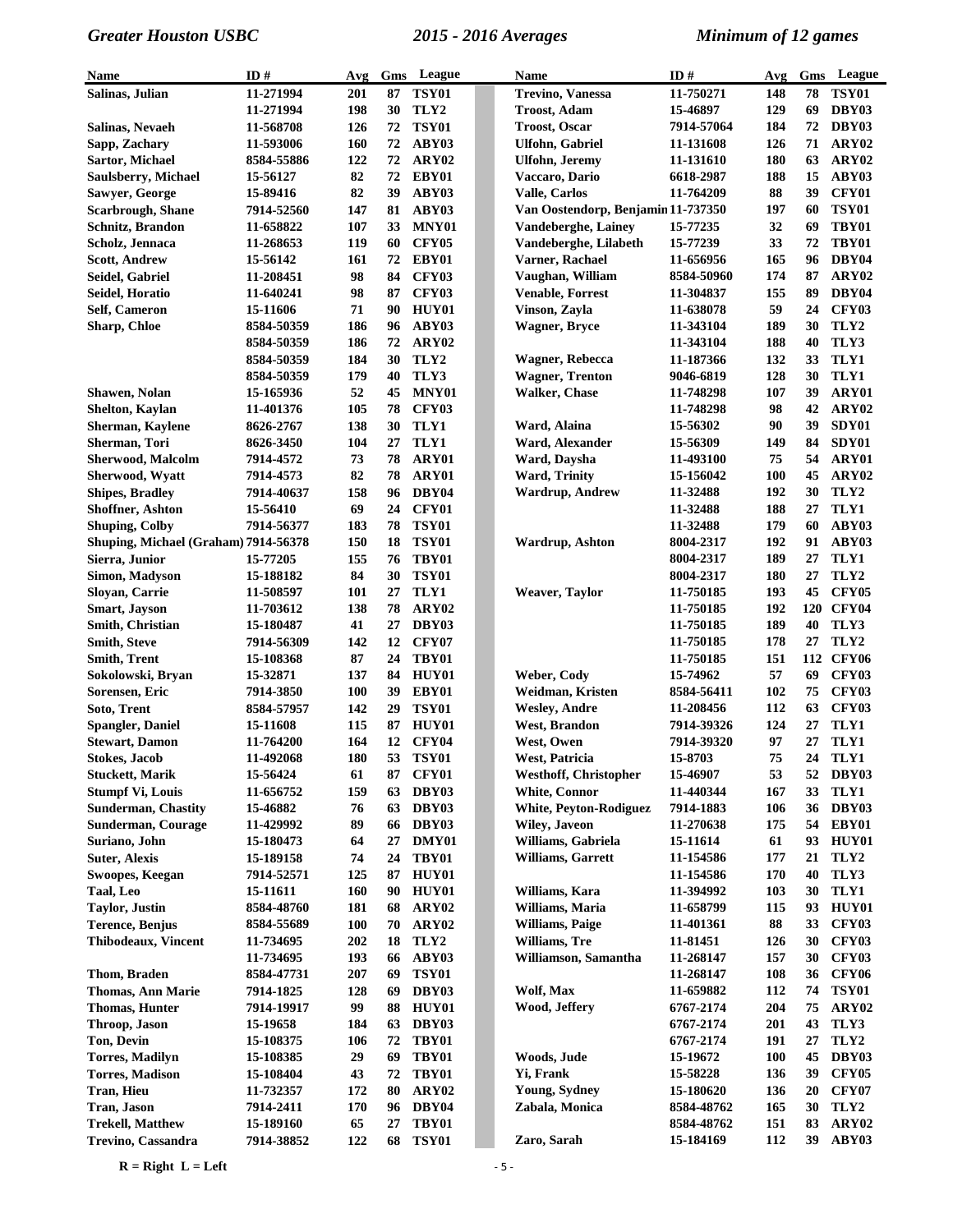| Name | ID # | Avg | Gms | League |
|---|---|---|---|---|
| Salinas, Julian | 11-271994 | 201 | 87 | TSY01 |
| | 11-271994 | 198 | 30 | TLY2 |
| Salinas, Nevaeh | 11-568708 | 126 | 72 | TSY01 |
| Sapp, Zachary | 11-593006 | 160 | 72 | ABY03 |
| Sartor, Michael | 8584-55886 | 122 | 72 | ARY02 |
| Saulsberry, Michael | 15-56127 | 82 | 72 | EBY01 |
| Sawyer, George | 15-89416 | 82 | 39 | ABY03 |
| Scarbrough, Shane | 7914-52560 | 147 | 81 | ABY03 |
| Schnitz, Brandon | 11-658822 | 107 | 33 | MNY01 |
| Scholz, Jennaca | 11-268653 | 119 | 60 | CFY05 |
| Scott, Andrew | 15-56142 | 161 | 72 | EBY01 |
| Seidel, Gabriel | 11-208451 | 98 | 84 | CFY03 |
| Seidel, Horatio | 11-640241 | 98 | 87 | CFY03 |
| Self, Cameron | 15-11606 | 71 | 90 | HUY01 |
| Sharp, Chloe | 8584-50359 | 186 | 96 | ABY03 |
| | 8584-50359 | 186 | 72 | ARY02 |
| | 8584-50359 | 184 | 30 | TLY2 |
| | 8584-50359 | 179 | 40 | TLY3 |
| Shawen, Nolan | 15-165936 | 52 | 45 | MNY01 |
| Shelton, Kaylan | 11-401376 | 105 | 78 | CFY03 |
| Sherman, Kaylene | 8626-2767 | 138 | 30 | TLY1 |
| Sherman, Tori | 8626-3450 | 104 | 27 | TLY1 |
| Sherwood, Malcolm | 7914-4572 | 73 | 78 | ARY01 |
| Sherwood, Wyatt | 7914-4573 | 82 | 78 | ARY01 |
| Shipes, Bradley | 7914-40637 | 158 | 96 | DBY04 |
| Shoffner, Ashton | 15-56410 | 69 | 24 | CFY01 |
| Shuping, Colby | 7914-56377 | 183 | 78 | TSY01 |
| Shuping, Michael (Graham) | 7914-56378 | 150 | 18 | TSY01 |
| Sierra, Junior | 15-77205 | 155 | 76 | TBY01 |
| Simon, Madyson | 15-188182 | 84 | 30 | TSY01 |
| Sloyan, Carrie | 11-508597 | 101 | 27 | TLY1 |
| Smart, Jayson | 11-703612 | 138 | 78 | ARY02 |
| Smith, Christian | 15-180487 | 41 | 27 | DBY03 |
| Smith, Steve | 7914-56309 | 142 | 12 | CFY07 |
| Smith, Trent | 15-108368 | 87 | 24 | TBY01 |
| Sokolowski, Bryan | 15-32871 | 137 | 84 | HUY01 |
| Sorensen, Eric | 7914-3850 | 100 | 39 | EBY01 |
| Soto, Trent | 8584-57957 | 142 | 29 | TSY01 |
| Spangler, Daniel | 15-11608 | 115 | 87 | HUY01 |
| Stewart, Damon | 11-764200 | 164 | 12 | CFY04 |
| Stokes, Jacob | 11-492068 | 180 | 53 | TSY01 |
| Stuckett, Marik | 15-56424 | 61 | 87 | CFY01 |
| Stumpf Vi, Louis | 11-656752 | 159 | 63 | DBY03 |
| Sunderman, Chastity | 15-46882 | 76 | 63 | DBY03 |
| Sunderman, Courage | 11-429992 | 89 | 66 | DBY03 |
| Suriano, John | 15-180473 | 64 | 27 | DMY01 |
| Suter, Alexis | 15-189158 | 74 | 24 | TBY01 |
| Swoopes, Keegan | 7914-52571 | 125 | 87 | HUY01 |
| Taal, Leo | 15-11611 | 160 | 90 | HUY01 |
| Taylor, Justin | 8584-48760 | 181 | 68 | ARY02 |
| Terence, Benjus | 8584-55689 | 100 | 70 | ARY02 |
| Thibodeaux, Vincent | 11-734695 | 202 | 18 | TLY2 |
| | 11-734695 | 193 | 66 | ABY03 |
| Thom, Braden | 8584-47731 | 207 | 69 | TSY01 |
| Thomas, Ann Marie | 7914-1825 | 128 | 69 | DBY03 |
| Thomas, Hunter | 7914-19917 | 99 | 88 | HUY01 |
| Throop, Jason | 15-19658 | 184 | 63 | DBY03 |
| Ton, Devin | 15-108375 | 106 | 72 | TBY01 |
| Torres, Madilyn | 15-108385 | 29 | 69 | TBY01 |
| Torres, Madison | 15-108404 | 43 | 72 | TBY01 |
| Tran, Hieu | 11-732357 | 172 | 80 | ARY02 |
| Tran, Jason | 7914-2411 | 170 | 96 | DBY04 |
| Trekell, Matthew | 15-189160 | 65 | 27 | TBY01 |
| Trevino, Cassandra | 7914-38852 | 122 | 68 | TSY01 |
| Trevino, Vanessa | 11-750271 | 148 | 78 | TSY01 |
| Troost, Adam | 15-46897 | 129 | 69 | DBY03 |
| Troost, Oscar | 7914-57064 | 184 | 72 | DBY03 |
| Ulfohn, Gabriel | 11-131608 | 126 | 71 | ARY02 |
| Ulfohn, Jeremy | 11-131610 | 180 | 63 | ARY02 |
| Vaccaro, Dario | 6618-2987 | 188 | 15 | ABY03 |
| Valle, Carlos | 11-764209 | 88 | 39 | CFY01 |
| Van Oostendorp, Benjamin | 11-737350 | 197 | 60 | TSY01 |
| Vandeberghe, Lainey | 15-77235 | 32 | 69 | TBY01 |
| Vandeberghe, Lilabeth | 15-77239 | 33 | 72 | TBY01 |
| Varner, Rachael | 11-656956 | 165 | 96 | DBY04 |
| Vaughan, William | 8584-50960 | 174 | 87 | ARY02 |
| Venable, Forrest | 11-304837 | 155 | 89 | DBY04 |
| Vinson, Zayla | 11-638078 | 59 | 24 | CFY03 |
| Wagner, Bryce | 11-343104 | 189 | 30 | TLY2 |
| | 11-343104 | 188 | 40 | TLY3 |
| Wagner, Rebecca | 11-187366 | 132 | 33 | TLY1 |
| Wagner, Trenton | 9046-6819 | 128 | 30 | TLY1 |
| Walker, Chase | 11-748298 | 107 | 39 | ARY01 |
| | 11-748298 | 98 | 42 | ARY02 |
| Ward, Alaina | 15-56302 | 90 | 39 | SDY01 |
| Ward, Alexander | 15-56309 | 149 | 84 | SDY01 |
| Ward, Daysha | 11-493100 | 75 | 54 | ARY01 |
| Ward, Trinity | 15-156042 | 100 | 45 | ARY02 |
| Wardrup, Andrew | 11-32488 | 192 | 30 | TLY2 |
| | 11-32488 | 188 | 27 | TLY1 |
| | 11-32488 | 179 | 60 | ABY03 |
| Wardrup, Ashton | 8004-2317 | 192 | 91 | ABY03 |
| | 8004-2317 | 189 | 27 | TLY1 |
| | 8004-2317 | 180 | 27 | TLY2 |
| Weaver, Taylor | 11-750185 | 193 | 45 | CFY05 |
| | 11-750185 | 192 | 120 | CFY04 |
| | 11-750185 | 189 | 40 | TLY3 |
| | 11-750185 | 178 | 27 | TLY2 |
| | 11-750185 | 151 | 112 | CFY06 |
| Weber, Cody | 15-74962 | 57 | 69 | CFY03 |
| Weidman, Kristen | 8584-56411 | 102 | 75 | CFY03 |
| Wesley, Andre | 11-208456 | 112 | 63 | CFY03 |
| West, Brandon | 7914-39326 | 124 | 27 | TLY1 |
| West, Owen | 7914-39320 | 97 | 27 | TLY1 |
| West, Patricia | 15-8703 | 75 | 24 | TLY1 |
| Westhoff, Christopher | 15-46907 | 53 | 52 | DBY03 |
| White, Connor | 11-440344 | 167 | 33 | TLY1 |
| White, Peyton-Rodiguez | 7914-1883 | 106 | 36 | DBY03 |
| Wiley, Javeon | 11-270638 | 175 | 54 | EBY01 |
| Williams, Gabriela | 15-11614 | 61 | 93 | HUY01 |
| Williams, Garrett | 11-154586 | 177 | 21 | TLY2 |
| | 11-154586 | 170 | 40 | TLY3 |
| Williams, Kara | 11-394992 | 103 | 30 | TLY1 |
| Williams, Maria | 11-658799 | 115 | 93 | HUY01 |
| Williams, Paige | 11-401361 | 88 | 33 | CFY03 |
| Williams, Tre | 11-81451 | 126 | 30 | CFY03 |
| Williamson, Samantha | 11-268147 | 157 | 30 | CFY03 |
| | 11-268147 | 108 | 36 | CFY06 |
| Wolf, Max | 11-659882 | 112 | 74 | TSY01 |
| Wood, Jeffery | 6767-2174 | 204 | 75 | ARY02 |
| | 6767-2174 | 201 | 43 | TLY3 |
| | 6767-2174 | 191 | 27 | TLY2 |
| Woods, Jude | 15-19672 | 100 | 45 | DBY03 |
| Yi, Frank | 15-58228 | 136 | 39 | CFY05 |
| Young, Sydney | 15-180620 | 136 | 20 | CFY07 |
| Zabala, Monica | 8584-48762 | 165 | 30 | TLY2 |
| | 8584-48762 | 151 | 83 | ARY02 |
| Zaro, Sarah | 15-184169 | 112 | 39 | ABY03 |

R = Right L = Left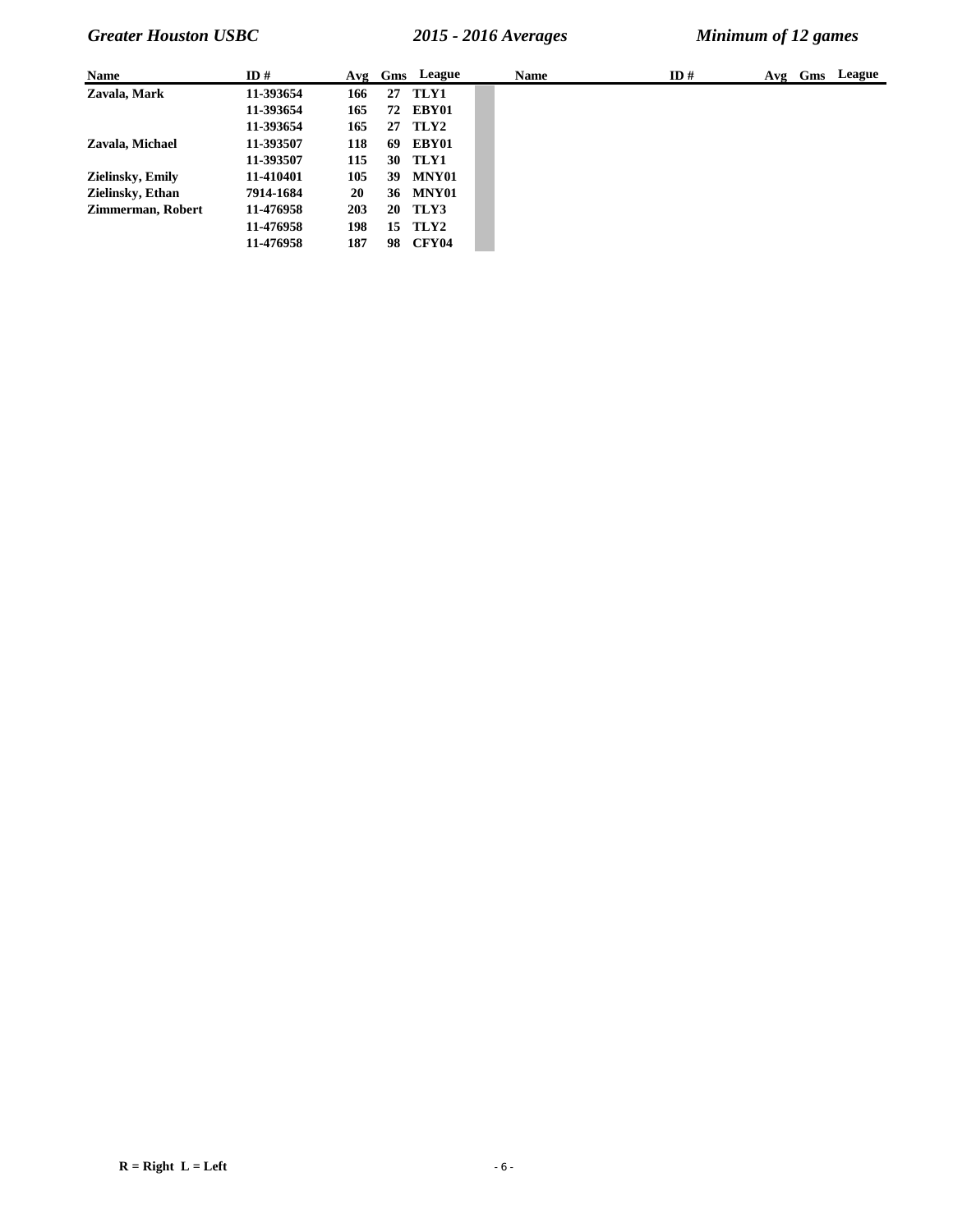| Name | ID # | Avg | Gms | League | Name | ID # | Avg | Gms | League |
|---|---|---|---|---|---|---|---|---|---|
| **Zavala, Mark** | **11-393654** | **166** | **27** | **TLY1** | | | | | |
| | **11-393654** | **165** | **72** | **EBY01** | | | | | |
| | **11-393654** | **165** | **27** | **TLY2** | | | | | |
| **Zavala, Michael** | **11-393507** | **118** | **69** | **EBY01** | | | | | |
| | **11-393507** | **115** | **30** | **TLY1** | | | | | |
| **Zielinsky, Emily** | **11-410401** | **105** | **39** | **MNY01** | | | | | |
| **Zielinsky, Ethan** | **7914-1684** | **20** | **36** | **MNY01** | | | | | |
| **Zimmerman, Robert** | **11-476958** | **203** | **20** | **TLY3** | | | | | |
| | **11-476958** | **198** | **15** | **TLY2** | | | | | |
| | **11-476958** | **187** | **98** | **CFY04** | | | | | |

**R = Right L = Left**